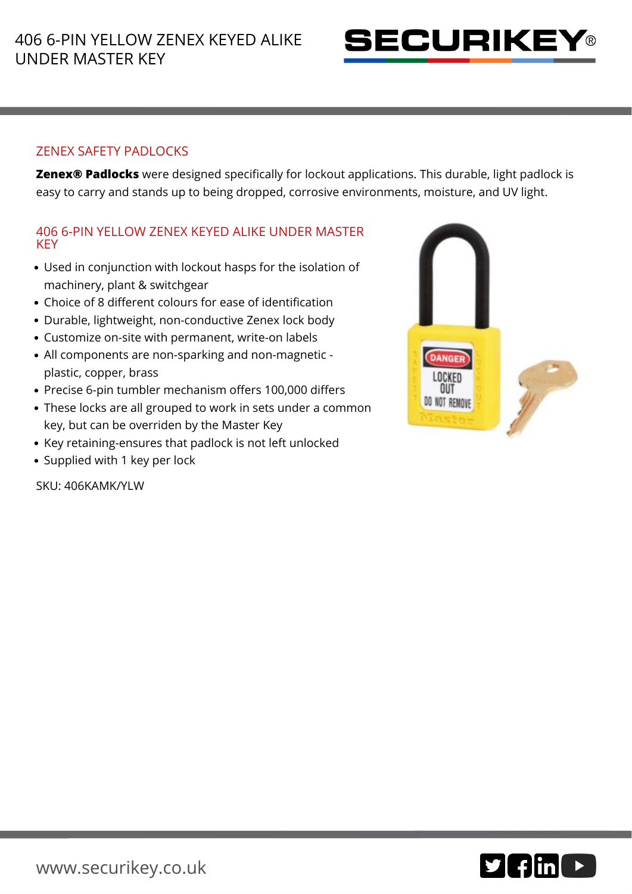# 406 6-PIN YELLOW ZENEX KEYED ALIKE UNDER MASTER KEY

## ZENEX SAFETY PADLOCKS

**Zenex® Padlocks** were designed specifically for lockout applications. This durable, light padlock is easy to carry and stands up to being dropped, corrosive environments, moisture, and UV light.

## 406 6-PIN YELLOW ZENEX KEYED ALIKE UNDER MASTER KEY

- Used in conjunction with lockout hasps for the isolation of machinery, plant & switchgear
- Choice of 8 different colours for ease of identification
- Durable, lightweight, non-conductive Zenex lock body
- Customize on-site with permanent, write-on labels
- All components are non-sparking and non-magnetic - plastic, copper, brass
- Precise 6-pin tumbler mechanism offers 100,000 differs
- These locks are all grouped to work in sets under a common key, but can be overriden by the Master Key
- Key retaining-ensures that padlock is not left unlocked
- Supplied with 1 key per lock

SKU: 406KAMK/YLW

www.securikey.co.uk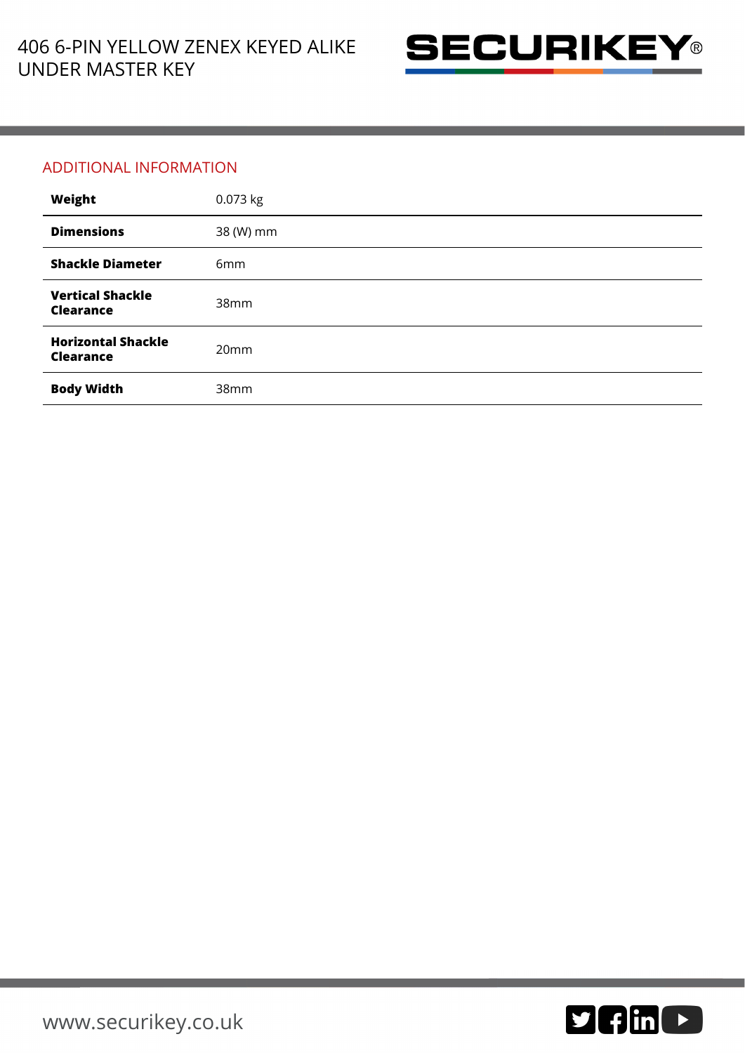## ADDITIONAL INFORMATION

| | |
|---|---|
| **Weight** | 0.073 kg |
| **Dimensions** | 38 (W) mm |
| **Shackle Diameter** | 6mm |
| **Vertical Shackle Clearance** | 38mm |
| **Horizontal Shackle Clearance** | 20mm |
| **Body Width** | 38mm |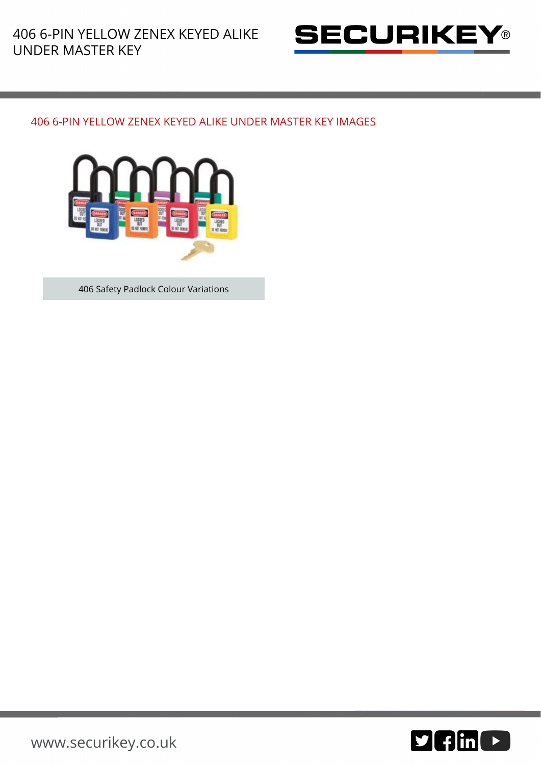## 406 6-PIN YELLOW ZENEX KEYED ALIKE UNDER MASTER KEY IMAGES

406 Safety Padlock Colour Variations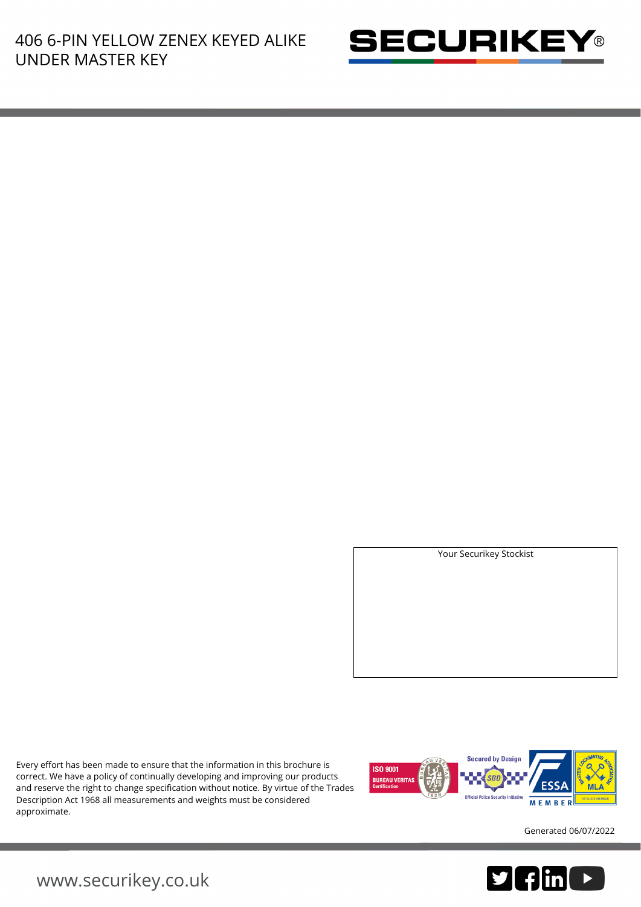# 406 6-PIN YELLOW ZENEX KEYED ALIKE UNDER MASTER KEY

Your Securikey Stockist

Every effort has been made to ensure that the information in this brochure is correct. We have a policy of continually developing and improving our products and reserve the right to change specification without notice. By virtue of the Trades Description Act 1968 all measurements and weights must be considered approximate.

Generated 06/07/2022

www.securikey.co.uk